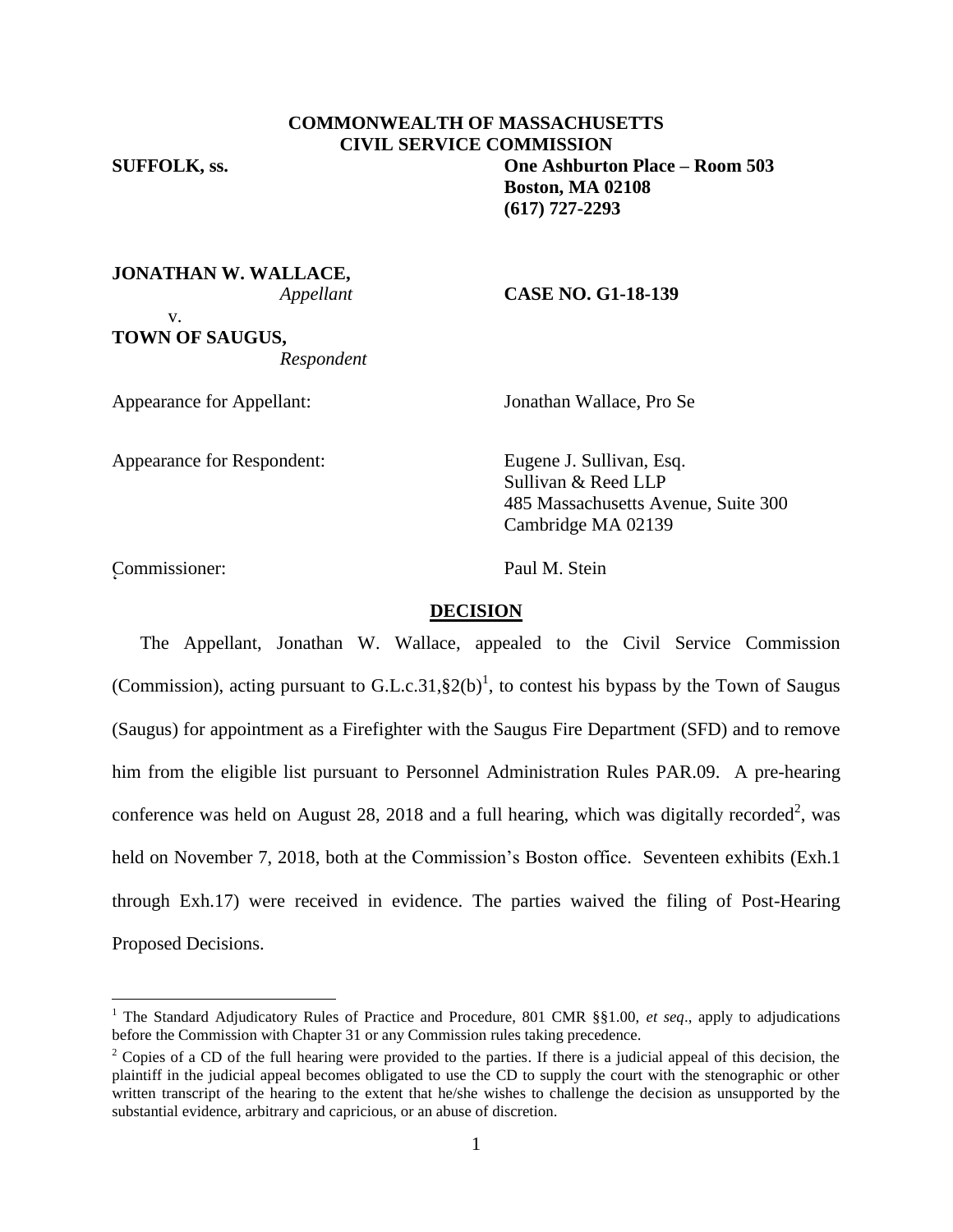**COMMONWEALTH OF MASSACHUSETTS**
**CIVIL SERVICE COMMISSION**

**SUFFOLK, ss.**

**One Ashburton Place – Room 503**
**Boston, MA 02108**
**(617) 727-2293**

**JONATHAN W. WALLACE,**
*Appellant*

v.

**TOWN OF SAUGUS,**
*Respondent*

**CASE NO. G1-18-139**

Appearance for Appellant: Jonathan Wallace, Pro Se

Appearance for Respondent: Eugene J. Sullivan, Esq.
Sullivan & Reed LLP
485 Massachusetts Avenue, Suite 300
Cambridge MA 02139

Commissioner: Paul M. Stein

## DECISION

The Appellant, Jonathan W. Wallace, appealed to the Civil Service Commission (Commission), acting pursuant to G.L.c.31,§2(b)[1], to contest his bypass by the Town of Saugus (Saugus) for appointment as a Firefighter with the Saugus Fire Department (SFD) and to remove him from the eligible list pursuant to Personnel Administration Rules PAR.09. A pre-hearing conference was held on August 28, 2018 and a full hearing, which was digitally recorded[2], was held on November 7, 2018, both at the Commission's Boston office. Seventeen exhibits (Exh.1 through Exh.17) were received in evidence. The parties waived the filing of Post-Hearing Proposed Decisions.

---

[1] The Standard Adjudicatory Rules of Practice and Procedure, 801 CMR §§1.00, *et seq*., apply to adjudications before the Commission with Chapter 31 or any Commission rules taking precedence.

[2] Copies of a CD of the full hearing were provided to the parties. If there is a judicial appeal of this decision, the plaintiff in the judicial appeal becomes obligated to use the CD to supply the court with the stenographic or other written transcript of the hearing to the extent that he/she wishes to challenge the decision as unsupported by the substantial evidence, arbitrary and capricious, or an abuse of discretion.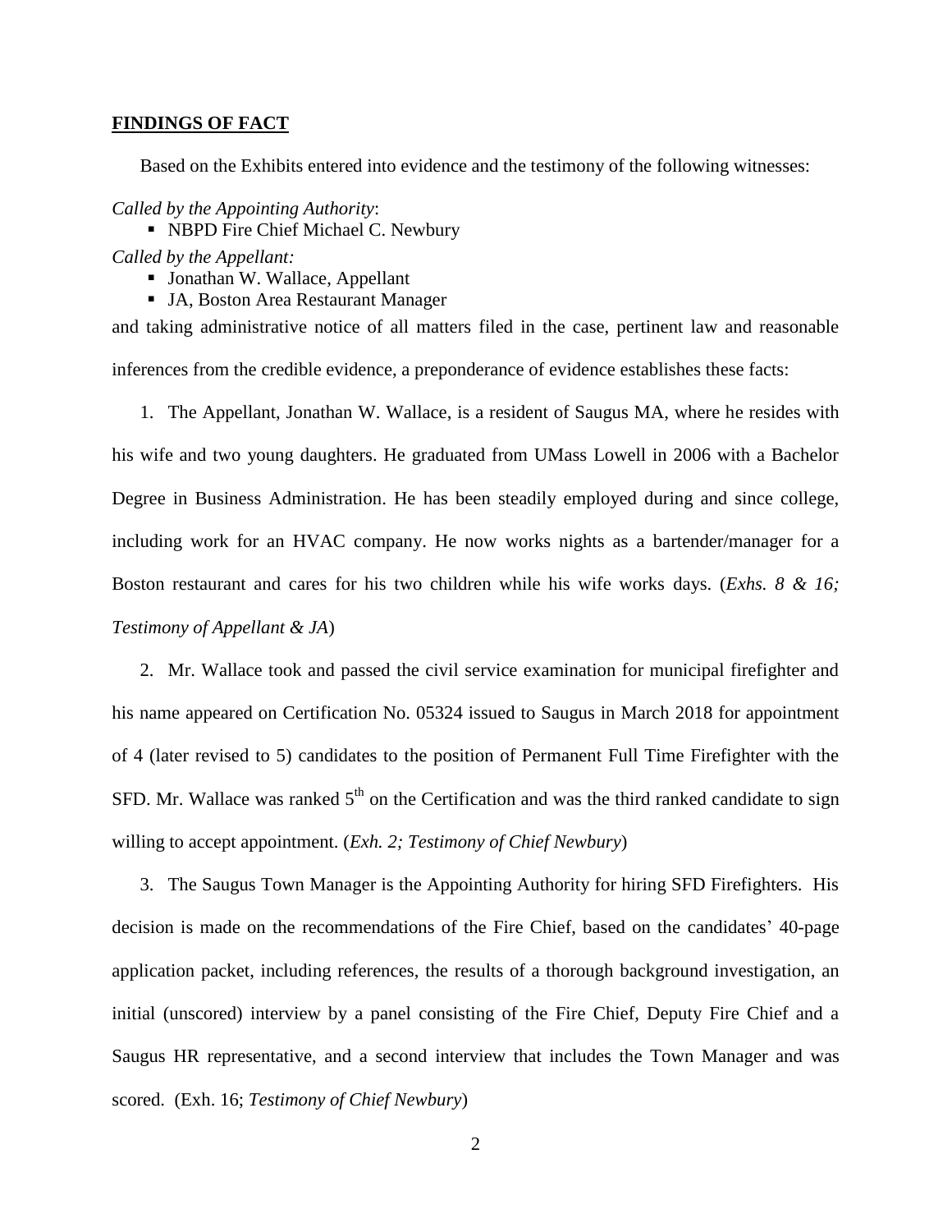## FINDINGS OF FACT

Based on the Exhibits entered into evidence and the testimony of the following witnesses:

*Called by the Appointing Authority*:

- NBPD Fire Chief Michael C. Newbury

*Called by the Appellant:*

- Jonathan W. Wallace, Appellant
- JA, Boston Area Restaurant Manager

and taking administrative notice of all matters filed in the case, pertinent law and reasonable inferences from the credible evidence, a preponderance of evidence establishes these facts:

1. The Appellant, Jonathan W. Wallace, is a resident of Saugus MA, where he resides with his wife and two young daughters. He graduated from UMass Lowell in 2006 with a Bachelor Degree in Business Administration. He has been steadily employed during and since college, including work for an HVAC company. He now works nights as a bartender/manager for a Boston restaurant and cares for his two children while his wife works days. (*Exhs. 8 & 16; Testimony of Appellant & JA*)

2. Mr. Wallace took and passed the civil service examination for municipal firefighter and his name appeared on Certification No. 05324 issued to Saugus in March 2018 for appointment of 4 (later revised to 5) candidates to the position of Permanent Full Time Firefighter with the SFD. Mr. Wallace was ranked 5th on the Certification and was the third ranked candidate to sign willing to accept appointment. (*Exh. 2; Testimony of Chief Newbury*)

3. The Saugus Town Manager is the Appointing Authority for hiring SFD Firefighters. His decision is made on the recommendations of the Fire Chief, based on the candidates' 40-page application packet, including references, the results of a thorough background investigation, an initial (unscored) interview by a panel consisting of the Fire Chief, Deputy Fire Chief and a Saugus HR representative, and a second interview that includes the Town Manager and was scored. (Exh. 16; *Testimony of Chief Newbury*)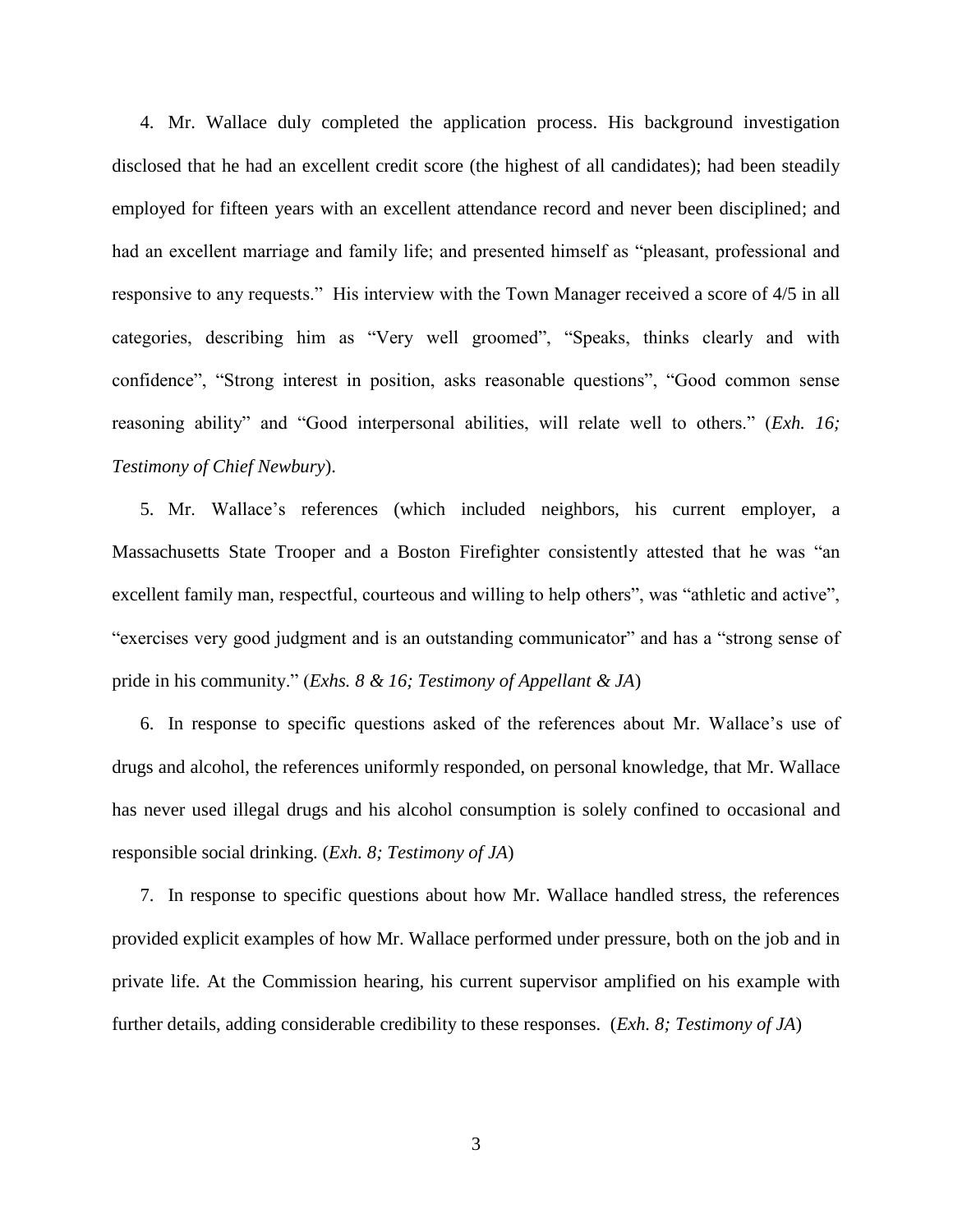4. Mr. Wallace duly completed the application process. His background investigation disclosed that he had an excellent credit score (the highest of all candidates); had been steadily employed for fifteen years with an excellent attendance record and never been disciplined; and had an excellent marriage and family life; and presented himself as "pleasant, professional and responsive to any requests." His interview with the Town Manager received a score of 4/5 in all categories, describing him as "Very well groomed", "Speaks, thinks clearly and with confidence", "Strong interest in position, asks reasonable questions", "Good common sense reasoning ability" and "Good interpersonal abilities, will relate well to others." (*Exh. 16; Testimony of Chief Newbury*).

5. Mr. Wallace's references (which included neighbors, his current employer, a Massachusetts State Trooper and a Boston Firefighter consistently attested that he was "an excellent family man, respectful, courteous and willing to help others", was "athletic and active", "exercises very good judgment and is an outstanding communicator" and has a "strong sense of pride in his community." (*Exhs. 8 & 16; Testimony of Appellant & JA*)

6. In response to specific questions asked of the references about Mr. Wallace's use of drugs and alcohol, the references uniformly responded, on personal knowledge, that Mr. Wallace has never used illegal drugs and his alcohol consumption is solely confined to occasional and responsible social drinking. (*Exh. 8; Testimony of JA*)

7. In response to specific questions about how Mr. Wallace handled stress, the references provided explicit examples of how Mr. Wallace performed under pressure, both on the job and in private life. At the Commission hearing, his current supervisor amplified on his example with further details, adding considerable credibility to these responses. (*Exh. 8; Testimony of JA*)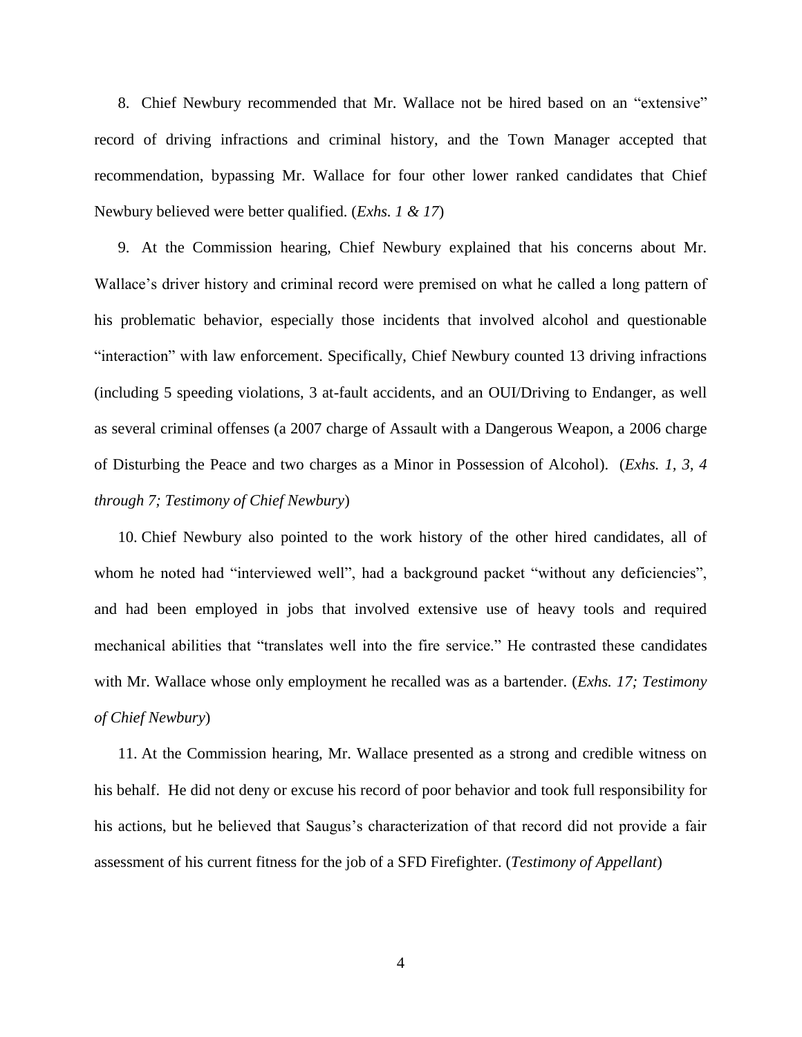8. Chief Newbury recommended that Mr. Wallace not be hired based on an "extensive" record of driving infractions and criminal history, and the Town Manager accepted that recommendation, bypassing Mr. Wallace for four other lower ranked candidates that Chief Newbury believed were better qualified. (*Exhs. 1 & 17*)

9. At the Commission hearing, Chief Newbury explained that his concerns about Mr. Wallace's driver history and criminal record were premised on what he called a long pattern of his problematic behavior, especially those incidents that involved alcohol and questionable "interaction" with law enforcement. Specifically, Chief Newbury counted 13 driving infractions (including 5 speeding violations, 3 at-fault accidents, and an OUI/Driving to Endanger, as well as several criminal offenses (a 2007 charge of Assault with a Dangerous Weapon, a 2006 charge of Disturbing the Peace and two charges as a Minor in Possession of Alcohol). (*Exhs. 1, 3, 4 through 7; Testimony of Chief Newbury*)

10. Chief Newbury also pointed to the work history of the other hired candidates, all of whom he noted had "interviewed well", had a background packet "without any deficiencies", and had been employed in jobs that involved extensive use of heavy tools and required mechanical abilities that "translates well into the fire service." He contrasted these candidates with Mr. Wallace whose only employment he recalled was as a bartender. (*Exhs. 17; Testimony of Chief Newbury*)

11. At the Commission hearing, Mr. Wallace presented as a strong and credible witness on his behalf. He did not deny or excuse his record of poor behavior and took full responsibility for his actions, but he believed that Saugus's characterization of that record did not provide a fair assessment of his current fitness for the job of a SFD Firefighter. (*Testimony of Appellant*)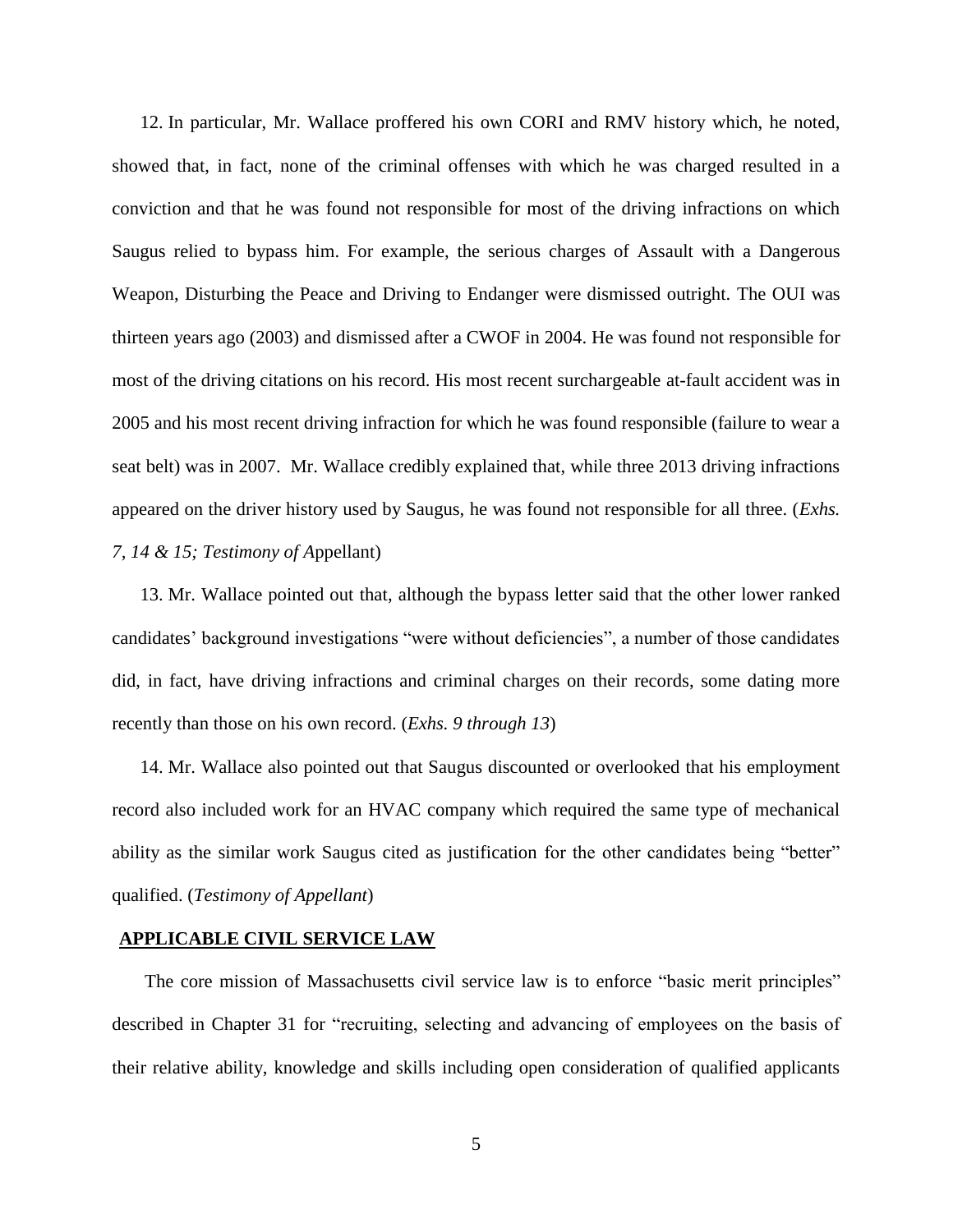12. In particular, Mr. Wallace proffered his own CORI and RMV history which, he noted, showed that, in fact, none of the criminal offenses with which he was charged resulted in a conviction and that he was found not responsible for most of the driving infractions on which Saugus relied to bypass him. For example, the serious charges of Assault with a Dangerous Weapon, Disturbing the Peace and Driving to Endanger were dismissed outright. The OUI was thirteen years ago (2003) and dismissed after a CWOF in 2004. He was found not responsible for most of the driving citations on his record. His most recent surchargeable at-fault accident was in 2005 and his most recent driving infraction for which he was found responsible (failure to wear a seat belt) was in 2007. Mr. Wallace credibly explained that, while three 2013 driving infractions appeared on the driver history used by Saugus, he was found not responsible for all three. (*Exhs. 7, 14 & 15; Testimony of A*ppellant)

13. Mr. Wallace pointed out that, although the bypass letter said that the other lower ranked candidates' background investigations "were without deficiencies", a number of those candidates did, in fact, have driving infractions and criminal charges on their records, some dating more recently than those on his own record. (*Exhs. 9 through 13*)

14. Mr. Wallace also pointed out that Saugus discounted or overlooked that his employment record also included work for an HVAC company which required the same type of mechanical ability as the similar work Saugus cited as justification for the other candidates being "better" qualified. (*Testimony of Appellant*)

## APPLICABLE CIVIL SERVICE LAW

The core mission of Massachusetts civil service law is to enforce "basic merit principles" described in Chapter 31 for "recruiting, selecting and advancing of employees on the basis of their relative ability, knowledge and skills including open consideration of qualified applicants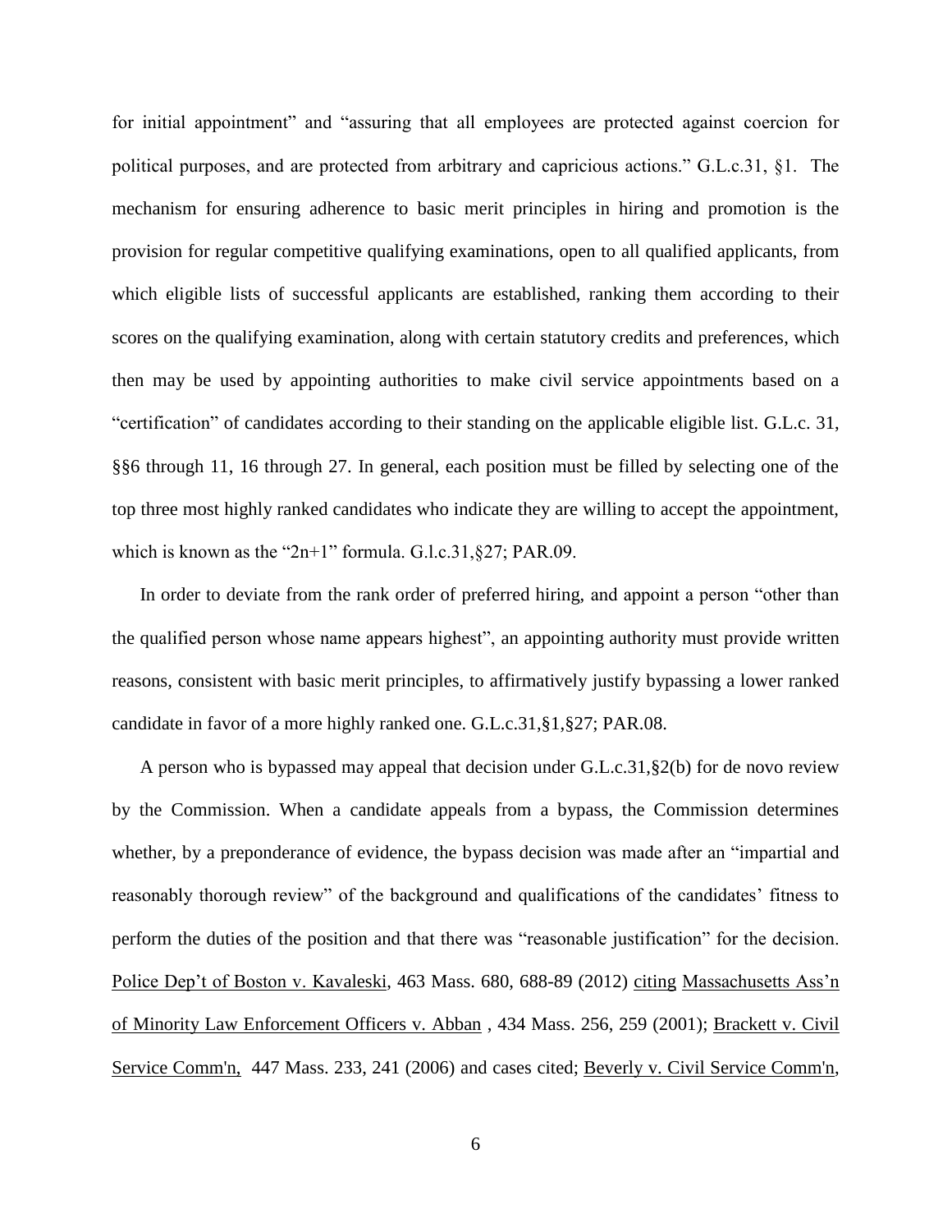for initial appointment" and "assuring that all employees are protected against coercion for political purposes, and are protected from arbitrary and capricious actions." G.L.c.31, §1. The mechanism for ensuring adherence to basic merit principles in hiring and promotion is the provision for regular competitive qualifying examinations, open to all qualified applicants, from which eligible lists of successful applicants are established, ranking them according to their scores on the qualifying examination, along with certain statutory credits and preferences, which then may be used by appointing authorities to make civil service appointments based on a "certification" of candidates according to their standing on the applicable eligible list. G.L.c. 31, §§6 through 11, 16 through 27. In general, each position must be filled by selecting one of the top three most highly ranked candidates who indicate they are willing to accept the appointment, which is known as the "2n+1" formula. G.l.c.31,§27; PAR.09.

In order to deviate from the rank order of preferred hiring, and appoint a person "other than the qualified person whose name appears highest", an appointing authority must provide written reasons, consistent with basic merit principles, to affirmatively justify bypassing a lower ranked candidate in favor of a more highly ranked one. G.L.c.31,§1,§27; PAR.08.

A person who is bypassed may appeal that decision under G.L.c.31,§2(b) for de novo review by the Commission. When a candidate appeals from a bypass, the Commission determines whether, by a preponderance of evidence, the bypass decision was made after an "impartial and reasonably thorough review" of the background and qualifications of the candidates' fitness to perform the duties of the position and that there was "reasonable justification" for the decision. Police Dep't of Boston v. Kavaleski, 463 Mass. 680, 688-89 (2012) citing Massachusetts Ass'n of Minority Law Enforcement Officers v. Abban , 434 Mass. 256, 259 (2001); Brackett v. Civil Service Comm'n, 447 Mass. 233, 241 (2006) and cases cited; Beverly v. Civil Service Comm'n,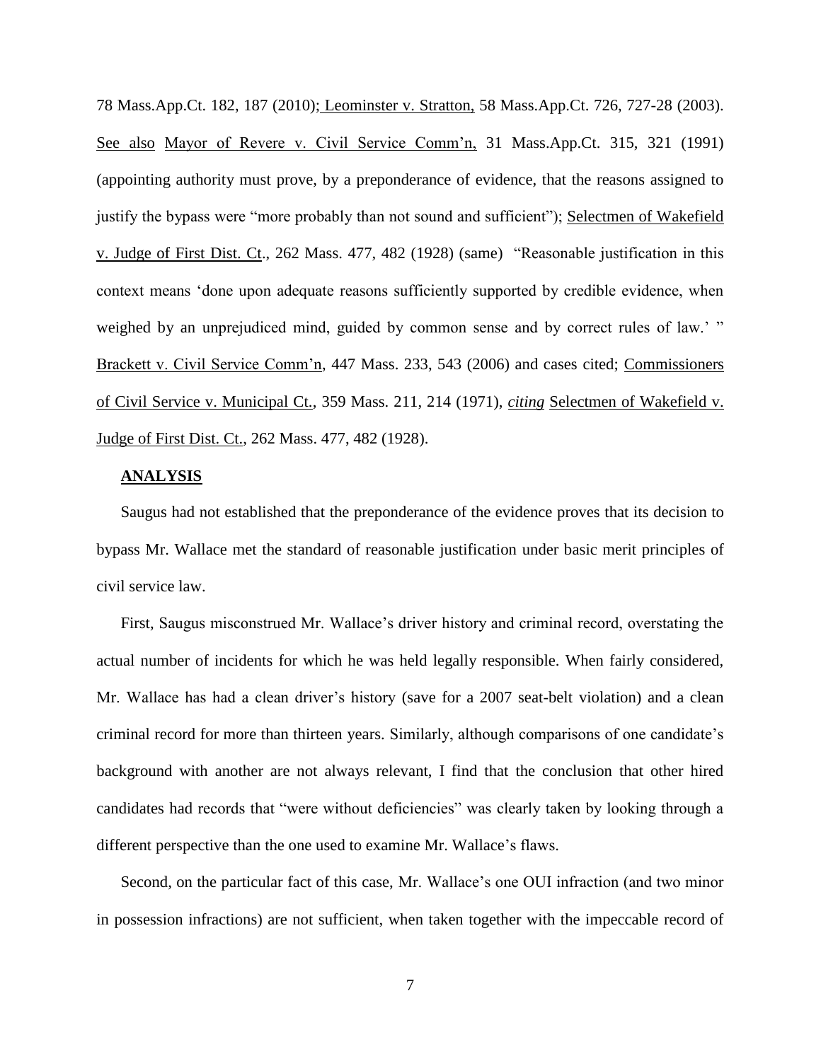78 Mass.App.Ct. 182, 187 (2010); Leominster v. Stratton, 58 Mass.App.Ct. 726, 727-28 (2003). See also Mayor of Revere v. Civil Service Comm'n, 31 Mass.App.Ct. 315, 321 (1991) (appointing authority must prove, by a preponderance of evidence, that the reasons assigned to justify the bypass were "more probably than not sound and sufficient"); Selectmen of Wakefield v. Judge of First Dist. Ct., 262 Mass. 477, 482 (1928) (same) "Reasonable justification in this context means 'done upon adequate reasons sufficiently supported by credible evidence, when weighed by an unprejudiced mind, guided by common sense and by correct rules of law.' " Brackett v. Civil Service Comm'n, 447 Mass. 233, 543 (2006) and cases cited; Commissioners of Civil Service v. Municipal Ct., 359 Mass. 211, 214 (1971), *citing* Selectmen of Wakefield v. Judge of First Dist. Ct., 262 Mass. 477, 482 (1928).

**ANALYSIS**

Saugus had not established that the preponderance of the evidence proves that its decision to bypass Mr. Wallace met the standard of reasonable justification under basic merit principles of civil service law.

First, Saugus misconstrued Mr. Wallace's driver history and criminal record, overstating the actual number of incidents for which he was held legally responsible. When fairly considered, Mr. Wallace has had a clean driver's history (save for a 2007 seat-belt violation) and a clean criminal record for more than thirteen years. Similarly, although comparisons of one candidate's background with another are not always relevant, I find that the conclusion that other hired candidates had records that "were without deficiencies" was clearly taken by looking through a different perspective than the one used to examine Mr. Wallace's flaws.

Second, on the particular fact of this case, Mr. Wallace's one OUI infraction (and two minor in possession infractions) are not sufficient, when taken together with the impeccable record of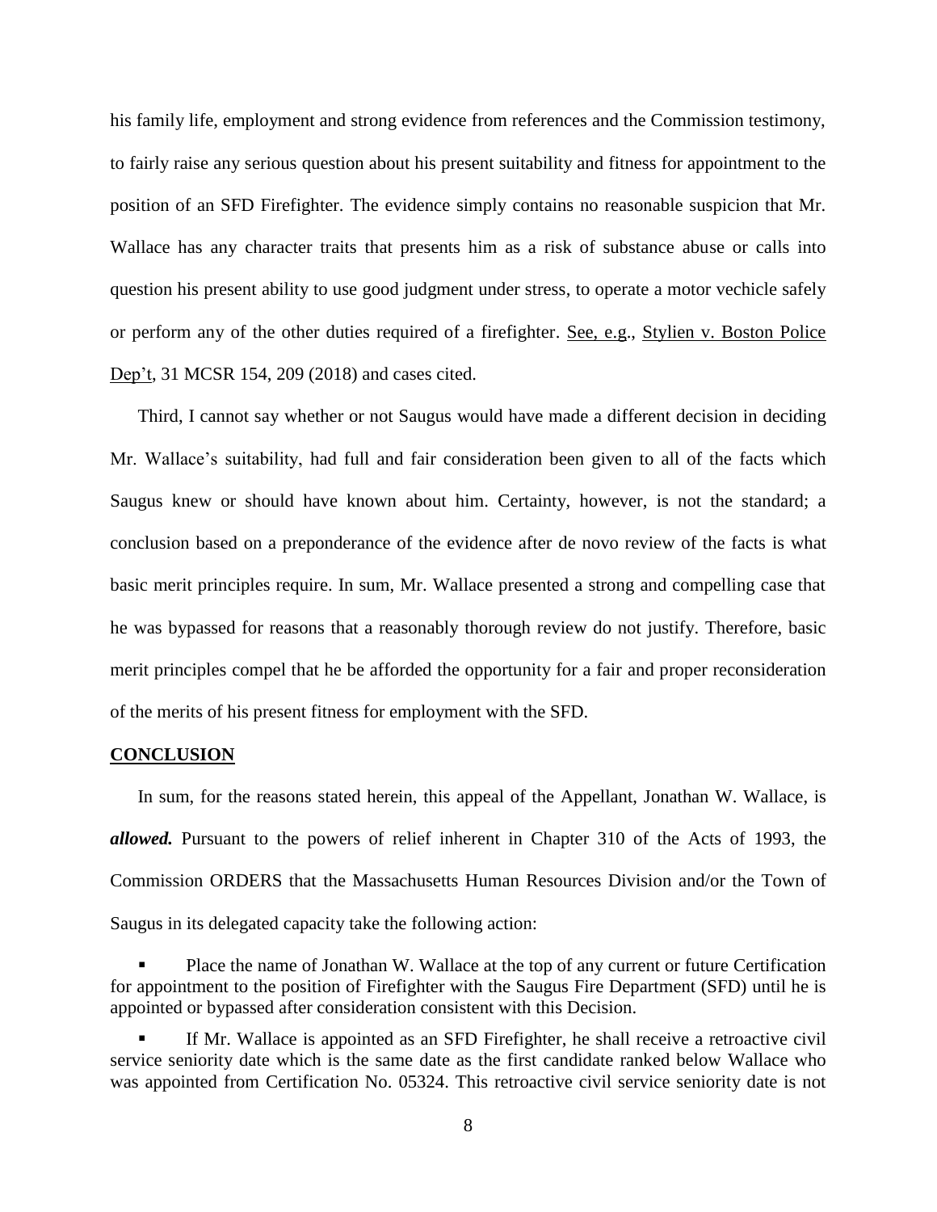his family life, employment and strong evidence from references and the Commission testimony, to fairly raise any serious question about his present suitability and fitness for appointment to the position of an SFD Firefighter. The evidence simply contains no reasonable suspicion that Mr. Wallace has any character traits that presents him as a risk of substance abuse or calls into question his present ability to use good judgment under stress, to operate a motor vechicle safely or perform any of the other duties required of a firefighter. See, e.g., Stylien v. Boston Police Dep't, 31 MCSR 154, 209 (2018) and cases cited.

Third, I cannot say whether or not Saugus would have made a different decision in deciding Mr. Wallace's suitability, had full and fair consideration been given to all of the facts which Saugus knew or should have known about him. Certainty, however, is not the standard; a conclusion based on a preponderance of the evidence after de novo review of the facts is what basic merit principles require. In sum, Mr. Wallace presented a strong and compelling case that he was bypassed for reasons that a reasonably thorough review do not justify. Therefore, basic merit principles compel that he be afforded the opportunity for a fair and proper reconsideration of the merits of his present fitness for employment with the SFD.

## CONCLUSION

In sum, for the reasons stated herein, this appeal of the Appellant, Jonathan W. Wallace, is ***allowed.*** Pursuant to the powers of relief inherent in Chapter 310 of the Acts of 1993, the Commission ORDERS that the Massachusetts Human Resources Division and/or the Town of Saugus in its delegated capacity take the following action:

- Place the name of Jonathan W. Wallace at the top of any current or future Certification for appointment to the position of Firefighter with the Saugus Fire Department (SFD) until he is appointed or bypassed after consideration consistent with this Decision.
- If Mr. Wallace is appointed as an SFD Firefighter, he shall receive a retroactive civil service seniority date which is the same date as the first candidate ranked below Wallace who was appointed from Certification No. 05324. This retroactive civil service seniority date is not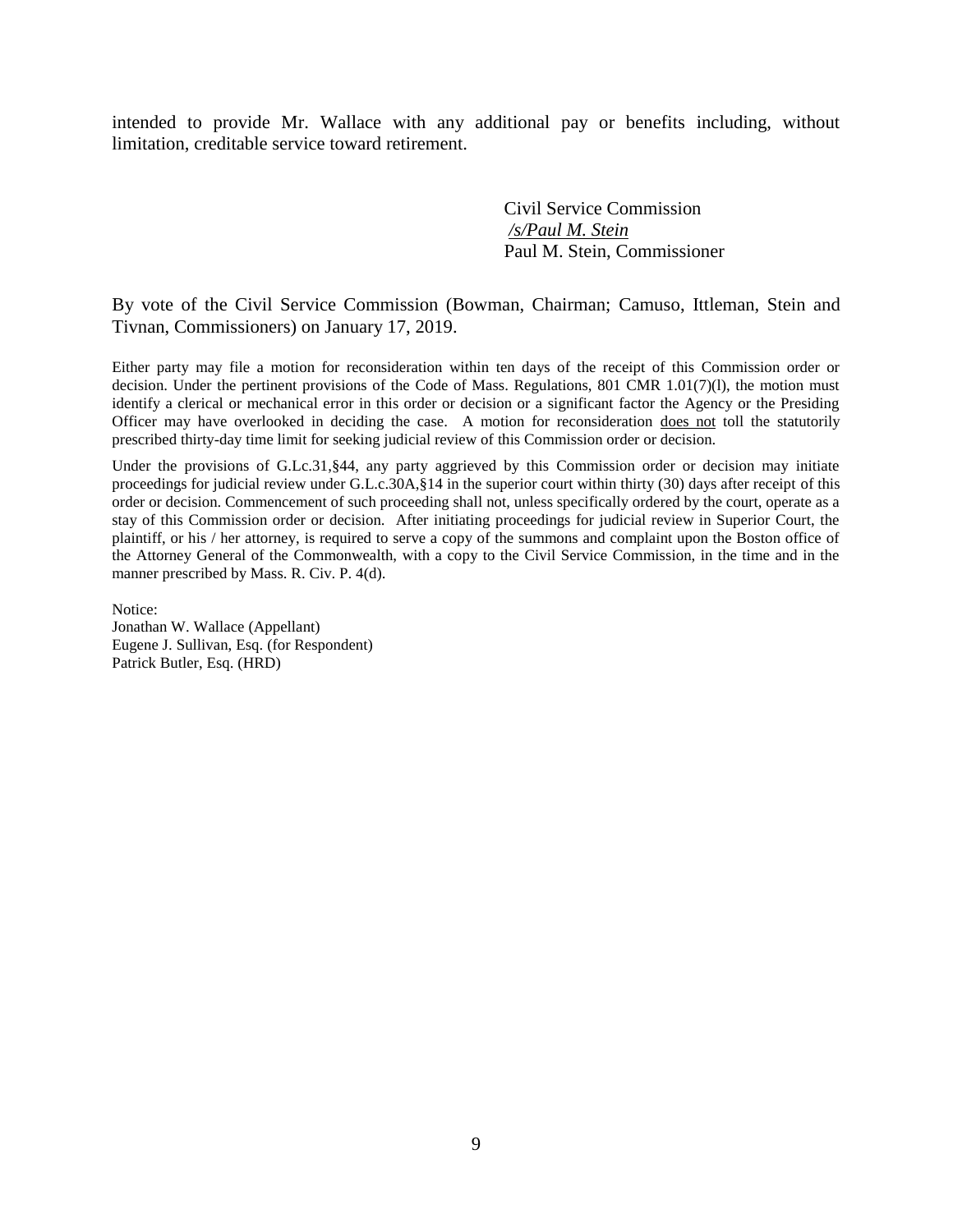intended to provide Mr. Wallace with any additional pay or benefits including, without limitation, creditable service toward retirement.

Civil Service Commission
*/s/Paul M. Stein*
Paul M. Stein, Commissioner

By vote of the Civil Service Commission (Bowman, Chairman; Camuso, Ittleman, Stein and Tivnan, Commissioners) on January 17, 2019.

Either party may file a motion for reconsideration within ten days of the receipt of this Commission order or decision. Under the pertinent provisions of the Code of Mass. Regulations, 801 CMR 1.01(7)(l), the motion must identify a clerical or mechanical error in this order or decision or a significant factor the Agency or the Presiding Officer may have overlooked in deciding the case. A motion for reconsideration does not toll the statutorily prescribed thirty-day time limit for seeking judicial review of this Commission order or decision.

Under the provisions of G.Lc.31,§44, any party aggrieved by this Commission order or decision may initiate proceedings for judicial review under G.L.c.30A,§14 in the superior court within thirty (30) days after receipt of this order or decision. Commencement of such proceeding shall not, unless specifically ordered by the court, operate as a stay of this Commission order or decision. After initiating proceedings for judicial review in Superior Court, the plaintiff, or his / her attorney, is required to serve a copy of the summons and complaint upon the Boston office of the Attorney General of the Commonwealth, with a copy to the Civil Service Commission, in the time and in the manner prescribed by Mass. R. Civ. P. 4(d).

Notice:
Jonathan W. Wallace (Appellant)
Eugene J. Sullivan, Esq. (for Respondent)
Patrick Butler, Esq. (HRD)